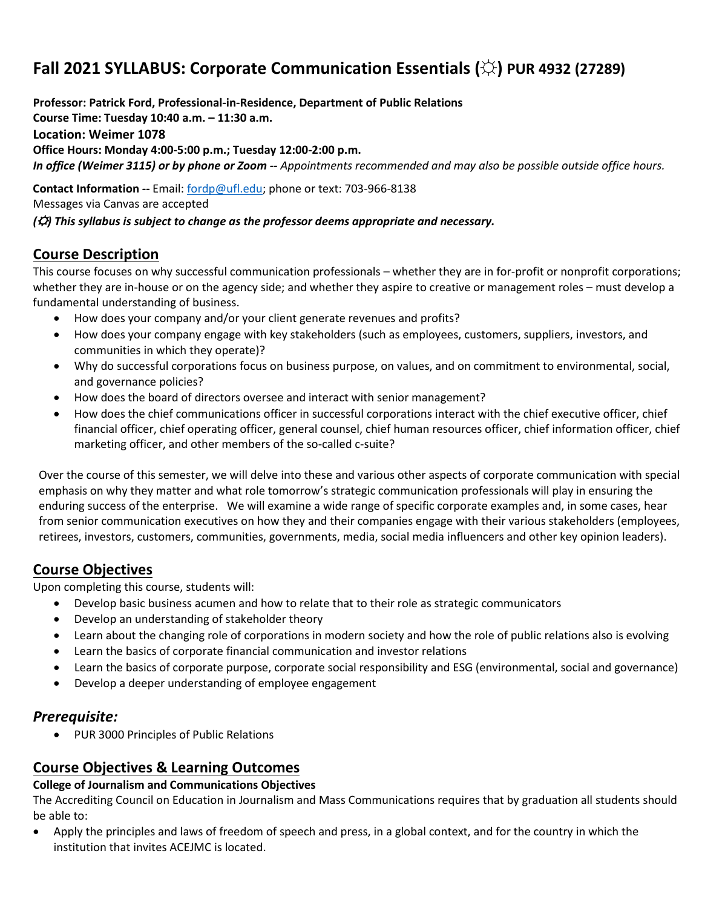# Fall 2021 SYLLABUS: Corporate Communication Essentials (☼) PUR 4932 (27289)

**Professor: Patrick Ford, Professional-in-Residence, Department of Public Relations**
**Course Time: Tuesday 10:40 a.m. – 11:30 a.m.**
**Location: Weimer 1078**
**Office Hours: Monday 4:00-5:00 p.m.; Tuesday 12:00-2:00 p.m.**
***In office (Weimer 3115) or by phone or Zoom --*** *Appointments recommended and may also be possible outside office hours.*

**Contact Information --** Email: fordp@ufl.edu; phone or text: 703-966-8138
Messages via Canvas are accepted
***(☼) This syllabus is subject to change as the professor deems appropriate and necessary.***

## Course Description

This course focuses on why successful communication professionals – whether they are in for-profit or nonprofit corporations; whether they are in-house or on the agency side; and whether they aspire to creative or management roles – must develop a fundamental understanding of business.

- How does your company and/or your client generate revenues and profits?
- How does your company engage with key stakeholders (such as employees, customers, suppliers, investors, and communities in which they operate)?
- Why do successful corporations focus on business purpose, on values, and on commitment to environmental, social, and governance policies?
- How does the board of directors oversee and interact with senior management?
- How does the chief communications officer in successful corporations interact with the chief executive officer, chief financial officer, chief operating officer, general counsel, chief human resources officer, chief information officer, chief marketing officer, and other members of the so-called c-suite?

Over the course of this semester, we will delve into these and various other aspects of corporate communication with special emphasis on why they matter and what role tomorrow's strategic communication professionals will play in ensuring the enduring success of the enterprise. We will examine a wide range of specific corporate examples and, in some cases, hear from senior communication executives on how they and their companies engage with their various stakeholders (employees, retirees, investors, customers, communities, governments, media, social media influencers and other key opinion leaders).

## Course Objectives

Upon completing this course, students will:

- Develop basic business acumen and how to relate that to their role as strategic communicators
- Develop an understanding of stakeholder theory
- Learn about the changing role of corporations in modern society and how the role of public relations also is evolving
- Learn the basics of corporate financial communication and investor relations
- Learn the basics of corporate purpose, corporate social responsibility and ESG (environmental, social and governance)
- Develop a deeper understanding of employee engagement

## *Prerequisite:*

- PUR 3000 Principles of Public Relations

## Course Objectives & Learning Outcomes

**College of Journalism and Communications Objectives**

The Accrediting Council on Education in Journalism and Mass Communications requires that by graduation all students should be able to:

- Apply the principles and laws of freedom of speech and press, in a global context, and for the country in which the institution that invites ACEJMC is located.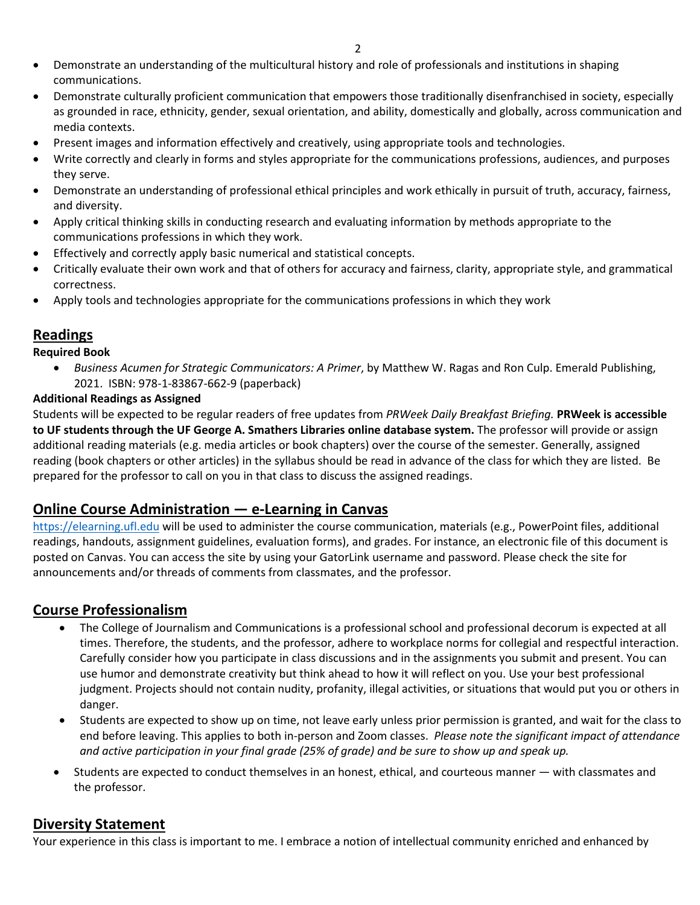- Demonstrate an understanding of the multicultural history and role of professionals and institutions in shaping communications.
- Demonstrate culturally proficient communication that empowers those traditionally disenfranchised in society, especially as grounded in race, ethnicity, gender, sexual orientation, and ability, domestically and globally, across communication and media contexts.
- Present images and information effectively and creatively, using appropriate tools and technologies.
- Write correctly and clearly in forms and styles appropriate for the communications professions, audiences, and purposes they serve.
- Demonstrate an understanding of professional ethical principles and work ethically in pursuit of truth, accuracy, fairness, and diversity.
- Apply critical thinking skills in conducting research and evaluating information by methods appropriate to the communications professions in which they work.
- Effectively and correctly apply basic numerical and statistical concepts.
- Critically evaluate their own work and that of others for accuracy and fairness, clarity, appropriate style, and grammatical correctness.
- Apply tools and technologies appropriate for the communications professions in which they work

## Readings

**Required Book**

- *Business Acumen for Strategic Communicators: A Primer*, by Matthew W. Ragas and Ron Culp. Emerald Publishing, 2021. ISBN: 978-1-83867-662-9 (paperback)

**Additional Readings as Assigned**

Students will be expected to be regular readers of free updates from *PRWeek Daily Breakfast Briefing.* **PRWeek is accessible to UF students through the UF George A. Smathers Libraries online database system.** The professor will provide or assign additional reading materials (e.g. media articles or book chapters) over the course of the semester. Generally, assigned reading (book chapters or other articles) in the syllabus should be read in advance of the class for which they are listed. Be prepared for the professor to call on you in that class to discuss the assigned readings.

## Online Course Administration — e-Learning in Canvas

https://elearning.ufl.edu will be used to administer the course communication, materials (e.g., PowerPoint files, additional readings, handouts, assignment guidelines, evaluation forms), and grades. For instance, an electronic file of this document is posted on Canvas. You can access the site by using your GatorLink username and password. Please check the site for announcements and/or threads of comments from classmates, and the professor.

## Course Professionalism

- The College of Journalism and Communications is a professional school and professional decorum is expected at all times. Therefore, the students, and the professor, adhere to workplace norms for collegial and respectful interaction. Carefully consider how you participate in class discussions and in the assignments you submit and present. You can use humor and demonstrate creativity but think ahead to how it will reflect on you. Use your best professional judgment. Projects should not contain nudity, profanity, illegal activities, or situations that would put you or others in danger.
- Students are expected to show up on time, not leave early unless prior permission is granted, and wait for the class to end before leaving. This applies to both in-person and Zoom classes. *Please note the significant impact of attendance and active participation in your final grade (25% of grade) and be sure to show up and speak up.*
- Students are expected to conduct themselves in an honest, ethical, and courteous manner — with classmates and the professor.

## Diversity Statement

Your experience in this class is important to me. I embrace a notion of intellectual community enriched and enhanced by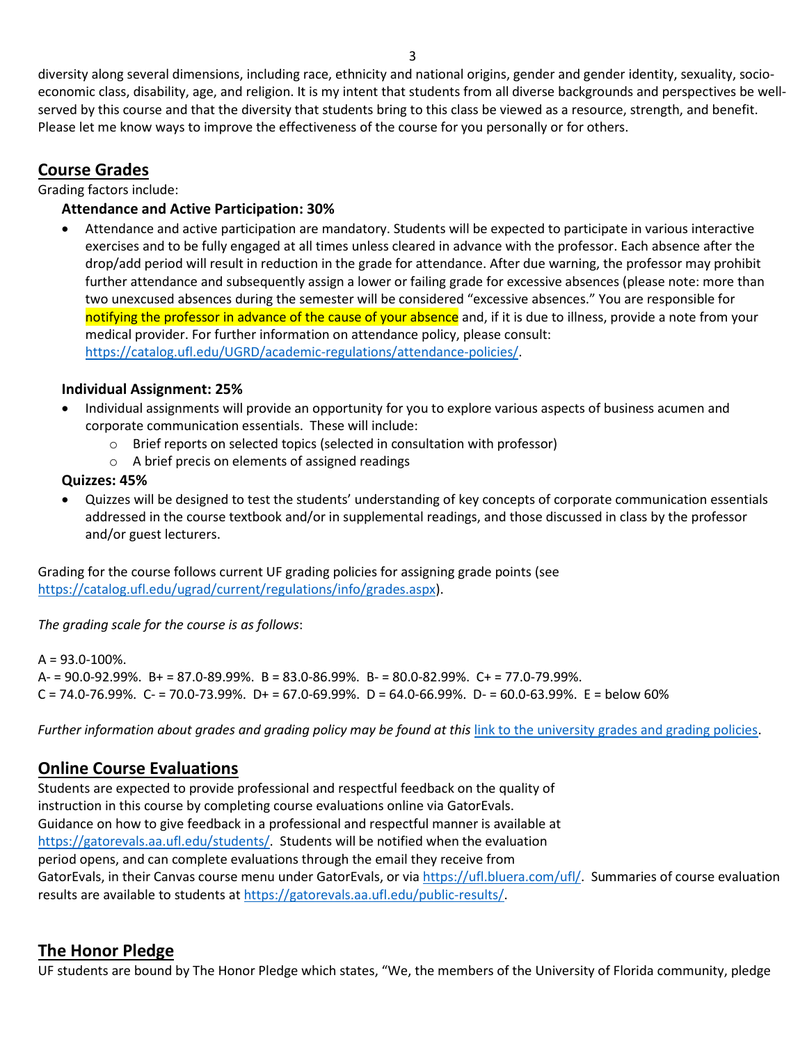diversity along several dimensions, including race, ethnicity and national origins, gender and gender identity, sexuality, socio-economic class, disability, age, and religion. It is my intent that students from all diverse backgrounds and perspectives be well-served by this course and that the diversity that students bring to this class be viewed as a resource, strength, and benefit. Please let me know ways to improve the effectiveness of the course for you personally or for others.

## Course Grades

Grading factors include:

**Attendance and Active Participation: 30%**

- Attendance and active participation are mandatory. Students will be expected to participate in various interactive exercises and to be fully engaged at all times unless cleared in advance with the professor. Each absence after the drop/add period will result in reduction in the grade for attendance. After due warning, the professor may prohibit further attendance and subsequently assign a lower or failing grade for excessive absences (please note: more than two unexcused absences during the semester will be considered "excessive absences." You are responsible for notifying the professor in advance of the cause of your absence and, if it is due to illness, provide a note from your medical provider. For further information on attendance policy, please consult: https://catalog.ufl.edu/UGRD/academic-regulations/attendance-policies/.

**Individual Assignment: 25%**

- Individual assignments will provide an opportunity for you to explore various aspects of business acumen and corporate communication essentials. These will include:
    - Brief reports on selected topics (selected in consultation with professor)
    - A brief precis on elements of assigned readings

**Quizzes: 45%**

- Quizzes will be designed to test the students' understanding of key concepts of corporate communication essentials addressed in the course textbook and/or in supplemental readings, and those discussed in class by the professor and/or guest lecturers.

Grading for the course follows current UF grading policies for assigning grade points (see https://catalog.ufl.edu/ugrad/current/regulations/info/grades.aspx).

*The grading scale for the course is as follows*:

A = 93.0-100%.
A- = 90.0-92.99%. B+ = 87.0-89.99%. B = 83.0-86.99%. B- = 80.0-82.99%. C+ = 77.0-79.99%.
C = 74.0-76.99%. C- = 70.0-73.99%. D+ = 67.0-69.99%. D = 64.0-66.99%. D- = 60.0-63.99%. E = below 60%

*Further information about grades and grading policy may be found at this* link to the university grades and grading policies.

## Online Course Evaluations

Students are expected to provide professional and respectful feedback on the quality of instruction in this course by completing course evaluations online via GatorEvals. Guidance on how to give feedback in a professional and respectful manner is available at https://gatorevals.aa.ufl.edu/students/. Students will be notified when the evaluation period opens, and can complete evaluations through the email they receive from GatorEvals, in their Canvas course menu under GatorEvals, or via https://ufl.bluera.com/ufl/. Summaries of course evaluation results are available to students at https://gatorevals.aa.ufl.edu/public-results/.

## The Honor Pledge

UF students are bound by The Honor Pledge which states, "We, the members of the University of Florida community, pledge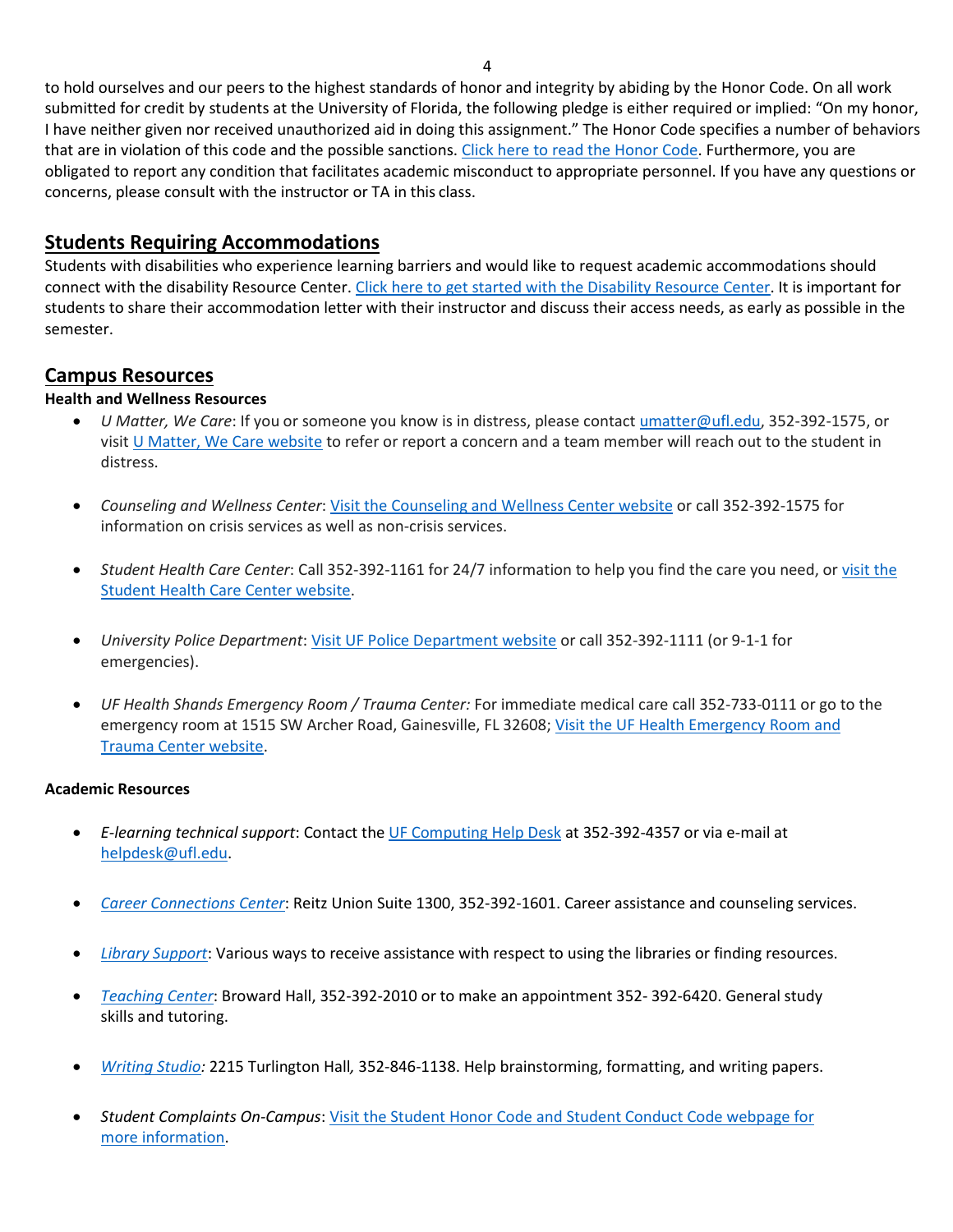to hold ourselves and our peers to the highest standards of honor and integrity by abiding by the Honor Code. On all work submitted for credit by students at the University of Florida, the following pledge is either required or implied: "On my honor, I have neither given nor received unauthorized aid in doing this assignment." The Honor Code specifies a number of behaviors that are in violation of this code and the possible sanctions. Click here to read the Honor Code. Furthermore, you are obligated to report any condition that facilitates academic misconduct to appropriate personnel. If you have any questions or concerns, please consult with the instructor or TA in this class.

## Students Requiring Accommodations

Students with disabilities who experience learning barriers and would like to request academic accommodations should connect with the disability Resource Center. Click here to get started with the Disability Resource Center. It is important for students to share their accommodation letter with their instructor and discuss their access needs, as early as possible in the semester.

## Campus Resources

**Health and Wellness Resources**

- *U Matter, We Care*: If you or someone you know is in distress, please contact umatter@ufl.edu, 352-392-1575, or visit U Matter, We Care website to refer or report a concern and a team member will reach out to the student in distress.
- *Counseling and Wellness Center*: Visit the Counseling and Wellness Center website or call 352-392-1575 for information on crisis services as well as non-crisis services.
- *Student Health Care Center*: Call 352-392-1161 for 24/7 information to help you find the care you need, or visit the Student Health Care Center website.
- *University Police Department*: Visit UF Police Department website or call 352-392-1111 (or 9-1-1 for emergencies).
- *UF Health Shands Emergency Room / Trauma Center:* For immediate medical care call 352-733-0111 or go to the emergency room at 1515 SW Archer Road, Gainesville, FL 32608; Visit the UF Health Emergency Room and Trauma Center website.

**Academic Resources**

- *E-learning technical support*: Contact the UF Computing Help Desk at 352-392-4357 or via e-mail at helpdesk@ufl.edu.
- *Career Connections Center*: Reitz Union Suite 1300, 352-392-1601. Career assistance and counseling services.
- *Library Support*: Various ways to receive assistance with respect to using the libraries or finding resources.
- *Teaching Center*: Broward Hall, 352-392-2010 or to make an appointment 352- 392-6420. General study skills and tutoring.
- *Writing Studio:* 2215 Turlington Hall, 352-846-1138. Help brainstorming, formatting, and writing papers.
- *Student Complaints On-Campus*: Visit the Student Honor Code and Student Conduct Code webpage for more information.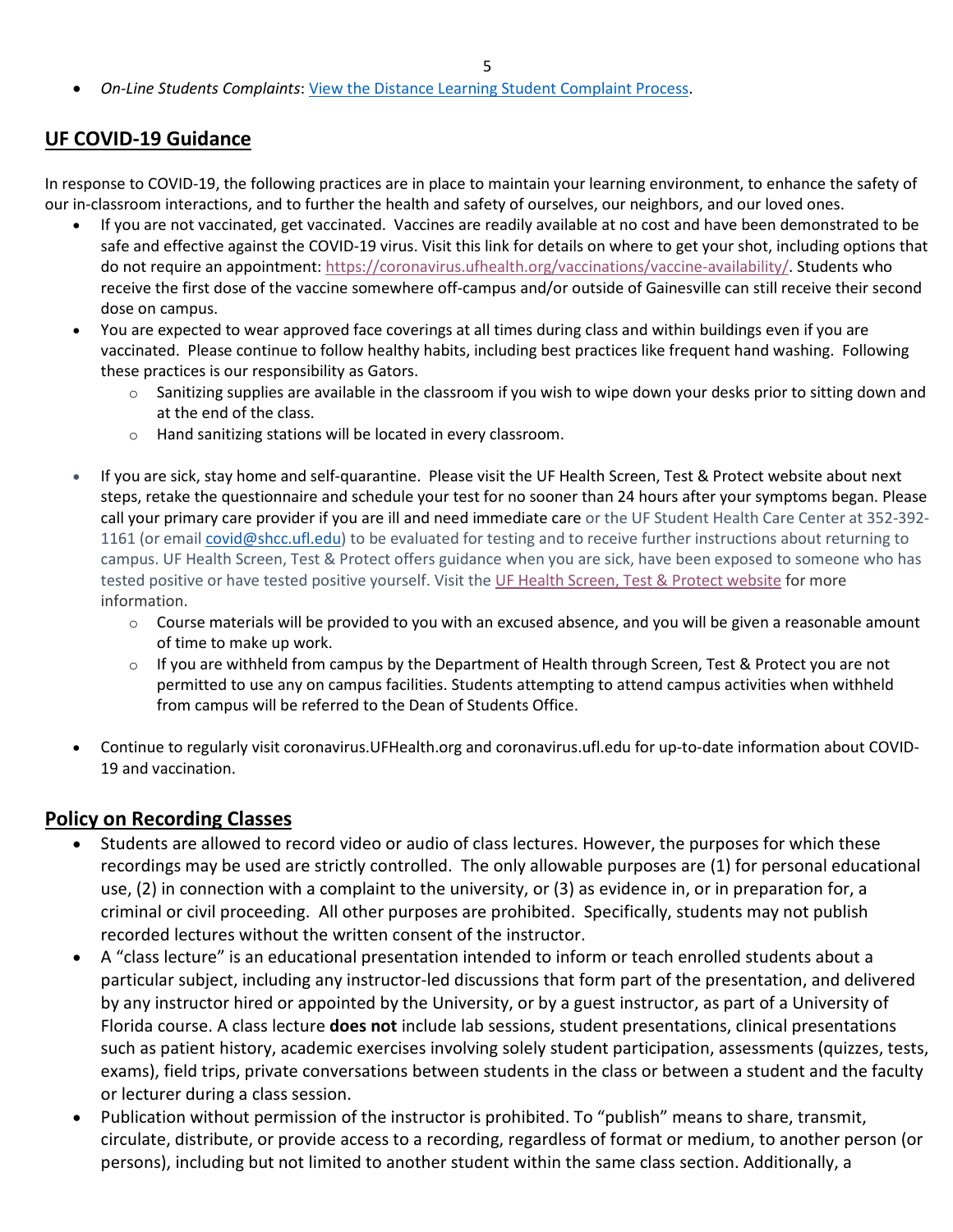- *On-Line Students Complaints*: [View the Distance Learning Student Complaint Process](#).

## UF COVID-19 Guidance

In response to COVID-19, the following practices are in place to maintain your learning environment, to enhance the safety of our in-classroom interactions, and to further the health and safety of ourselves, our neighbors, and our loved ones.

- If you are not vaccinated, get vaccinated. Vaccines are readily available at no cost and have been demonstrated to be safe and effective against the COVID-19 virus. Visit this link for details on where to get your shot, including options that do not require an appointment: https://coronavirus.ufhealth.org/vaccinations/vaccine-availability/. Students who receive the first dose of the vaccine somewhere off-campus and/or outside of Gainesville can still receive their second dose on campus.
- You are expected to wear approved face coverings at all times during class and within buildings even if you are vaccinated. Please continue to follow healthy habits, including best practices like frequent hand washing. Following these practices is our responsibility as Gators.
  - Sanitizing supplies are available in the classroom if you wish to wipe down your desks prior to sitting down and at the end of the class.
  - Hand sanitizing stations will be located in every classroom.
- If you are sick, stay home and self-quarantine. Please visit the UF Health Screen, Test & Protect website about next steps, retake the questionnaire and schedule your test for no sooner than 24 hours after your symptoms began. Please call your primary care provider if you are ill and need immediate care or the UF Student Health Care Center at 352-392-1161 (or email covid@shcc.ufl.edu) to be evaluated for testing and to receive further instructions about returning to campus. UF Health Screen, Test & Protect offers guidance when you are sick, have been exposed to someone who has tested positive or have tested positive yourself. Visit the [UF Health Screen, Test & Protect website](#) for more information.
  - Course materials will be provided to you with an excused absence, and you will be given a reasonable amount of time to make up work.
  - If you are withheld from campus by the Department of Health through Screen, Test & Protect you are not permitted to use any on campus facilities. Students attempting to attend campus activities when withheld from campus will be referred to the Dean of Students Office.
- Continue to regularly visit coronavirus.UFHealth.org and coronavirus.ufl.edu for up-to-date information about COVID-19 and vaccination.

## Policy on Recording Classes

- Students are allowed to record video or audio of class lectures. However, the purposes for which these recordings may be used are strictly controlled. The only allowable purposes are (1) for personal educational use, (2) in connection with a complaint to the university, or (3) as evidence in, or in preparation for, a criminal or civil proceeding. All other purposes are prohibited. Specifically, students may not publish recorded lectures without the written consent of the instructor.
- A "class lecture" is an educational presentation intended to inform or teach enrolled students about a particular subject, including any instructor-led discussions that form part of the presentation, and delivered by any instructor hired or appointed by the University, or by a guest instructor, as part of a University of Florida course. A class lecture **does not** include lab sessions, student presentations, clinical presentations such as patient history, academic exercises involving solely student participation, assessments (quizzes, tests, exams), field trips, private conversations between students in the class or between a student and the faculty or lecturer during a class session.
- Publication without permission of the instructor is prohibited. To "publish" means to share, transmit, circulate, distribute, or provide access to a recording, regardless of format or medium, to another person (or persons), including but not limited to another student within the same class section. Additionally, a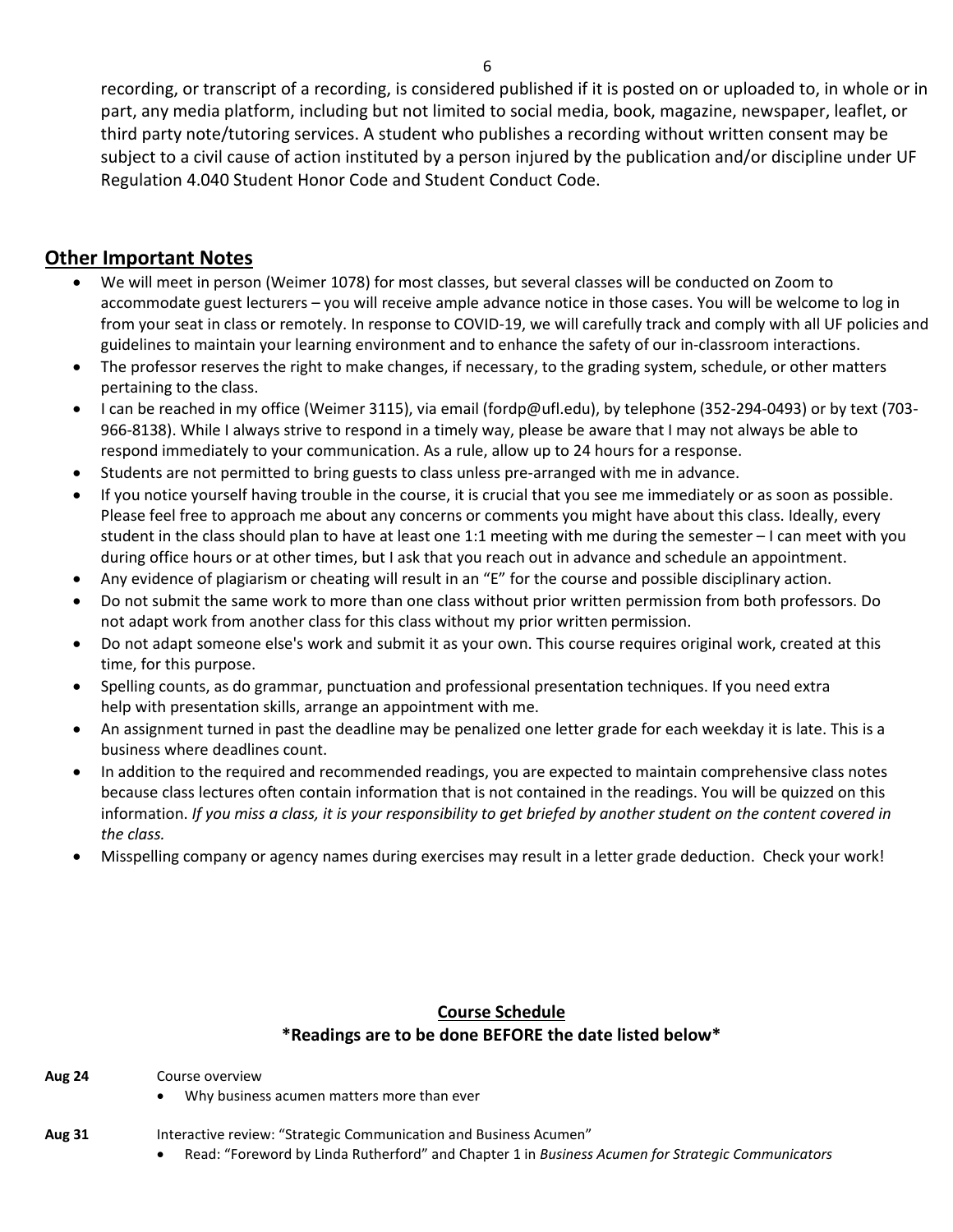recording, or transcript of a recording, is considered published if it is posted on or uploaded to, in whole or in part, any media platform, including but not limited to social media, book, magazine, newspaper, leaflet, or third party note/tutoring services. A student who publishes a recording without written consent may be subject to a civil cause of action instituted by a person injured by the publication and/or discipline under UF Regulation 4.040 Student Honor Code and Student Conduct Code.

## Other Important Notes

- We will meet in person (Weimer 1078) for most classes, but several classes will be conducted on Zoom to accommodate guest lecturers – you will receive ample advance notice in those cases. You will be welcome to log in from your seat in class or remotely. In response to COVID-19, we will carefully track and comply with all UF policies and guidelines to maintain your learning environment and to enhance the safety of our in-classroom interactions.
- The professor reserves the right to make changes, if necessary, to the grading system, schedule, or other matters pertaining to the class.
- I can be reached in my office (Weimer 3115), via email (fordp@ufl.edu), by telephone (352-294-0493) or by text (703-966-8138). While I always strive to respond in a timely way, please be aware that I may not always be able to respond immediately to your communication. As a rule, allow up to 24 hours for a response.
- Students are not permitted to bring guests to class unless pre-arranged with me in advance.
- If you notice yourself having trouble in the course, it is crucial that you see me immediately or as soon as possible. Please feel free to approach me about any concerns or comments you might have about this class. Ideally, every student in the class should plan to have at least one 1:1 meeting with me during the semester – I can meet with you during office hours or at other times, but I ask that you reach out in advance and schedule an appointment.
- Any evidence of plagiarism or cheating will result in an "E" for the course and possible disciplinary action.
- Do not submit the same work to more than one class without prior written permission from both professors. Do not adapt work from another class for this class without my prior written permission.
- Do not adapt someone else's work and submit it as your own. This course requires original work, created at this time, for this purpose.
- Spelling counts, as do grammar, punctuation and professional presentation techniques. If you need extra help with presentation skills, arrange an appointment with me.
- An assignment turned in past the deadline may be penalized one letter grade for each weekday it is late. This is a business where deadlines count.
- In addition to the required and recommended readings, you are expected to maintain comprehensive class notes because class lectures often contain information that is not contained in the readings. You will be quizzed on this information. *If you miss a class, it is your responsibility to get briefed by another student on the content covered in the class.*
- Misspelling company or agency names during exercises may result in a letter grade deduction. Check your work!

## Course Schedule

**\*Readings are to be done BEFORE the date listed below\***

**Aug 24** Course overview

- Why business acumen matters more than ever

**Aug 31** Interactive review: "Strategic Communication and Business Acumen"

- Read: "Foreword by Linda Rutherford" and Chapter 1 in *Business Acumen for Strategic Communicators*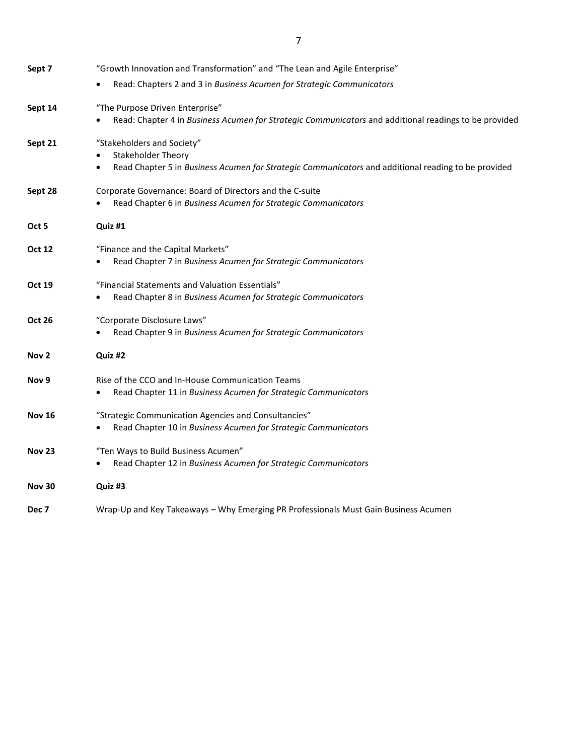**Sept 7** “Growth Innovation and Transformation” and “The Lean and Agile Enterprise”

- Read: Chapters 2 and 3 in *Business Acumen for Strategic Communicators*

**Sept 14** “The Purpose Driven Enterprise”

- Read: Chapter 4 in *Business Acumen for Strategic Communicators* and additional readings to be provided

**Sept 21** “Stakeholders and Society”

- Stakeholder Theory
- Read Chapter 5 in *Business Acumen for Strategic Communicators* and additional reading to be provided

**Sept 28** Corporate Governance: Board of Directors and the C-suite

- Read Chapter 6 in *Business Acumen for Strategic Communicators*

**Oct 5** **Quiz #1**

**Oct 12** “Finance and the Capital Markets”

- Read Chapter 7 in *Business Acumen for Strategic Communicators*

**Oct 19** “Financial Statements and Valuation Essentials”

- Read Chapter 8 in *Business Acumen for Strategic Communicators*

**Oct 26** “Corporate Disclosure Laws”

- Read Chapter 9 in *Business Acumen for Strategic Communicators*

**Nov 2** **Quiz #2**

**Nov 9** Rise of the CCO and In-House Communication Teams

- Read Chapter 11 in *Business Acumen for Strategic Communicators*

**Nov 16** “Strategic Communication Agencies and Consultancies”

- Read Chapter 10 in *Business Acumen for Strategic Communicators*

**Nov 23** “Ten Ways to Build Business Acumen”

- Read Chapter 12 in *Business Acumen for Strategic Communicators*

**Nov 30** **Quiz #3**

**Dec 7** Wrap-Up and Key Takeaways – Why Emerging PR Professionals Must Gain Business Acumen